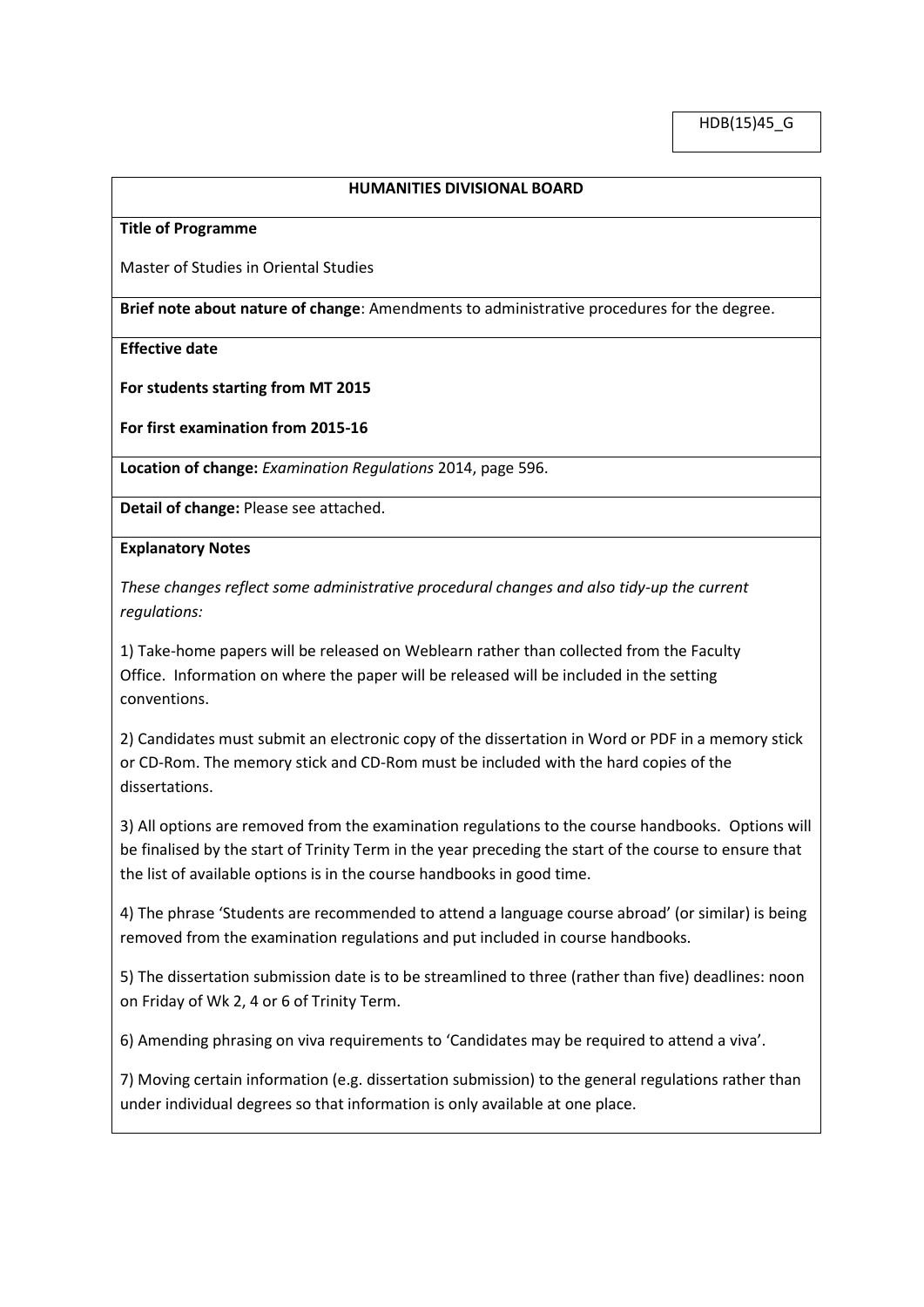HDB(15)45_G

## HUMANITIES DIVISIONAL BOARD

**Title of Programme**

Master of Studies in Oriental Studies

**Brief note about nature of change**: Amendments to administrative procedures for the degree.

**Effective date**

**For students starting from MT 2015**

**For first examination from 2015-16**

**Location of change:** *Examination Regulations* 2014, page 596.

**Detail of change:** Please see attached.

**Explanatory Notes**

*These changes reflect some administrative procedural changes and also tidy-up the current regulations:*

1) Take-home papers will be released on Weblearn rather than collected from the Faculty Office. Information on where the paper will be released will be included in the setting conventions.

2) Candidates must submit an electronic copy of the dissertation in Word or PDF in a memory stick or CD-Rom. The memory stick and CD-Rom must be included with the hard copies of the dissertations.

3) All options are removed from the examination regulations to the course handbooks. Options will be finalised by the start of Trinity Term in the year preceding the start of the course to ensure that the list of available options is in the course handbooks in good time.

4) The phrase 'Students are recommended to attend a language course abroad' (or similar) is being removed from the examination regulations and put included in course handbooks.

5) The dissertation submission date is to be streamlined to three (rather than five) deadlines: noon on Friday of Wk 2, 4 or 6 of Trinity Term.

6) Amending phrasing on viva requirements to 'Candidates may be required to attend a viva'.

7) Moving certain information (e.g. dissertation submission) to the general regulations rather than under individual degrees so that information is only available at one place.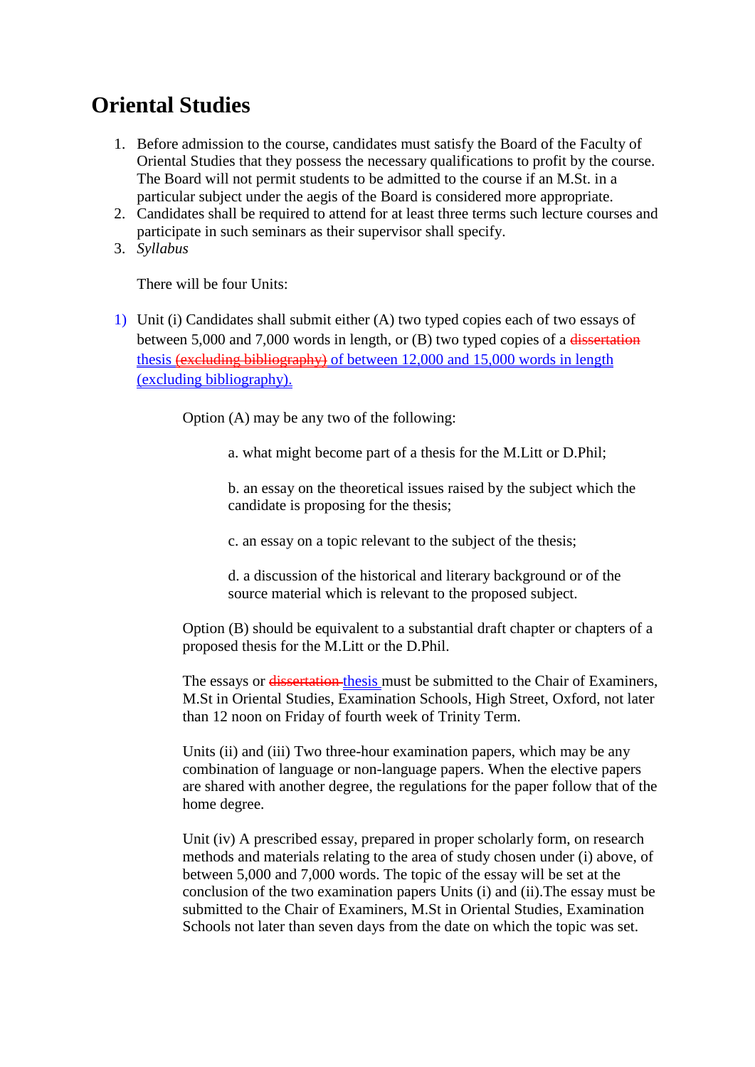# Oriental Studies

1. Before admission to the course, candidates must satisfy the Board of the Faculty of Oriental Studies that they possess the necessary qualifications to profit by the course. The Board will not permit students to be admitted to the course if an M.St. in a particular subject under the aegis of the Board is considered more appropriate.
2. Candidates shall be required to attend for at least three terms such lecture courses and participate in such seminars as their supervisor shall specify.
3. *Syllabus*

   There will be four Units:

1) Unit (i) Candidates shall submit either (A) two typed copies each of two essays of between 5,000 and 7,000 words in length, or (B) two typed copies of a ~~dissertation~~ thesis ~~(excluding bibliography)~~ of between 12,000 and 15,000 words in length (excluding bibliography).

   Option (A) may be any two of the following:

   a. what might become part of a thesis for the M.Litt or D.Phil;

   b. an essay on the theoretical issues raised by the subject which the candidate is proposing for the thesis;

   c. an essay on a topic relevant to the subject of the thesis;

   d. a discussion of the historical and literary background or of the source material which is relevant to the proposed subject.

   Option (B) should be equivalent to a substantial draft chapter or chapters of a proposed thesis for the M.Litt or the D.Phil.

   The essays or ~~dissertation~~ thesis must be submitted to the Chair of Examiners, M.St in Oriental Studies, Examination Schools, High Street, Oxford, not later than 12 noon on Friday of fourth week of Trinity Term.

   Units (ii) and (iii) Two three-hour examination papers, which may be any combination of language or non-language papers. When the elective papers are shared with another degree, the regulations for the paper follow that of the home degree.

   Unit (iv) A prescribed essay, prepared in proper scholarly form, on research methods and materials relating to the area of study chosen under (i) above, of between 5,000 and 7,000 words. The topic of the essay will be set at the conclusion of the two examination papers Units (i) and (ii).The essay must be submitted to the Chair of Examiners, M.St in Oriental Studies, Examination Schools not later than seven days from the date on which the topic was set.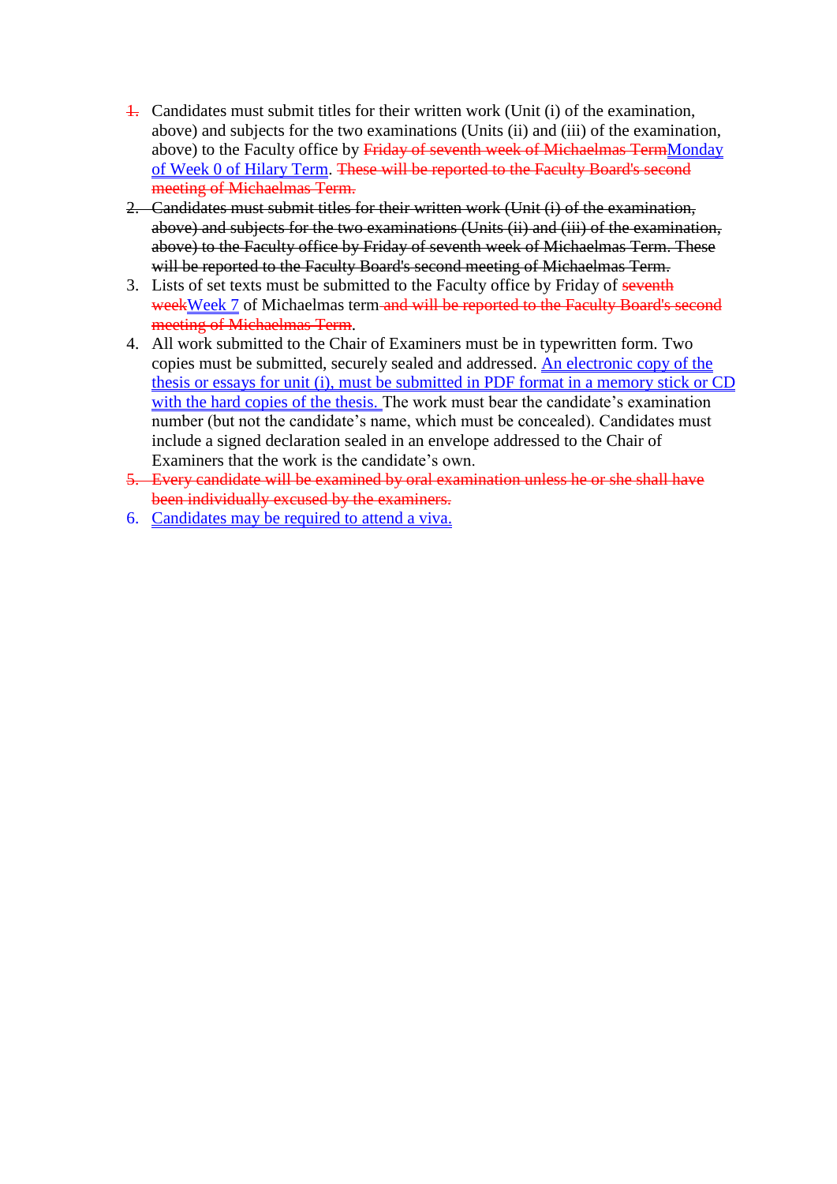1. Candidates must submit titles for their written work (Unit (i) of the examination, above) and subjects for the two examinations (Units (ii) and (iii) of the examination, above) to the Faculty office by ~~Friday of seventh week of Michaelmas Term~~Monday of Week 0 of Hilary Term. ~~These will be reported to the Faculty Board's second meeting of Michaelmas Term.~~
2. ~~Candidates must submit titles for their written work (Unit (i) of the examination, above) and subjects for the two examinations (Units (ii) and (iii) of the examination, above) to the Faculty office by Friday of seventh week of Michaelmas Term. These will be reported to the Faculty Board's second meeting of Michaelmas Term.~~
3. Lists of set texts must be submitted to the Faculty office by Friday of ~~seventh week~~Week 7 of Michaelmas term ~~and will be reported to the Faculty Board's second meeting of Michaelmas Term~~.
4. All work submitted to the Chair of Examiners must be in typewritten form. Two copies must be submitted, securely sealed and addressed. An electronic copy of the thesis or essays for unit (i), must be submitted in PDF format in a memory stick or CD with the hard copies of the thesis. The work must bear the candidate's examination number (but not the candidate's name, which must be concealed). Candidates must include a signed declaration sealed in an envelope addressed to the Chair of Examiners that the work is the candidate's own.
5. ~~Every candidate will be examined by oral examination unless he or she shall have been individually excused by the examiners.~~
6. Candidates may be required to attend a viva.